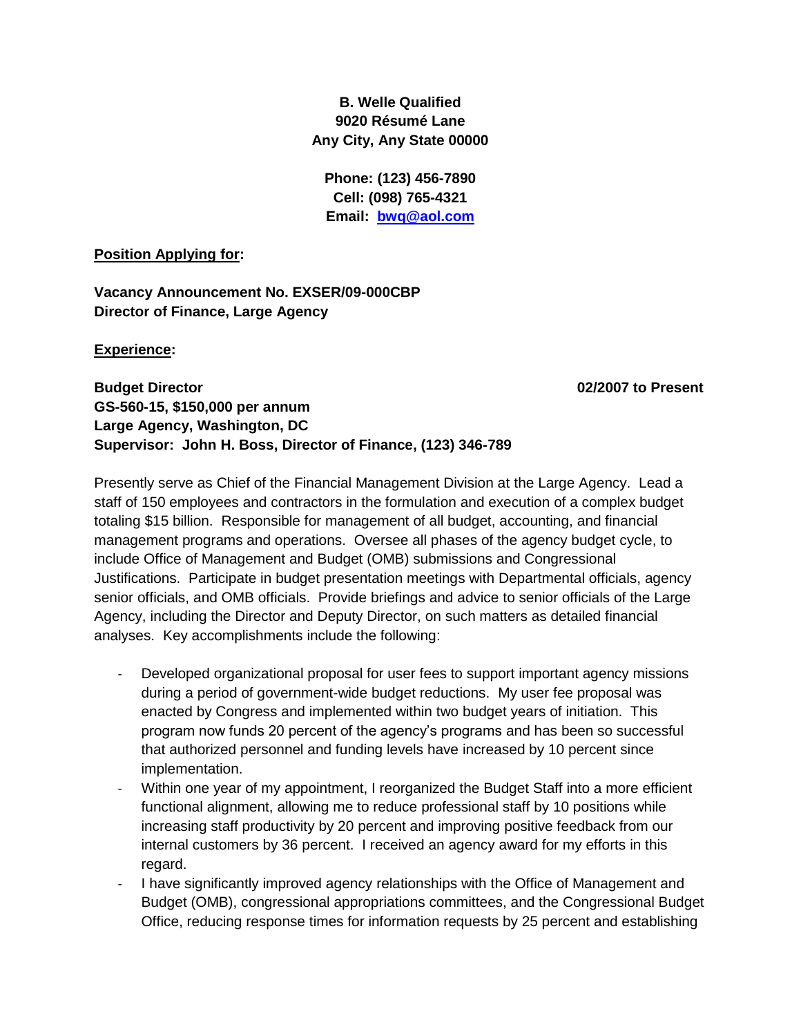**B. Welle Qualified**
**9020 Résumé Lane**
**Any City, Any State 00000**

**Phone: (123) 456-7890**
**Cell: (098) 765-4321**
**Email: bwq@aol.com**

**Position Applying for:**

**Vacancy Announcement No. EXSER/09-000CBP**
**Director of Finance, Large Agency**

**Experience:**

**Budget Director** **02/2007 to Present**
**GS-560-15, $150,000 per annum**
**Large Agency, Washington, DC**
**Supervisor: John H. Boss, Director of Finance, (123) 346-789**

Presently serve as Chief of the Financial Management Division at the Large Agency. Lead a staff of 150 employees and contractors in the formulation and execution of a complex budget totaling $15 billion. Responsible for management of all budget, accounting, and financial management programs and operations. Oversee all phases of the agency budget cycle, to include Office of Management and Budget (OMB) submissions and Congressional Justifications. Participate in budget presentation meetings with Departmental officials, agency senior officials, and OMB officials. Provide briefings and advice to senior officials of the Large Agency, including the Director and Deputy Director, on such matters as detailed financial analyses. Key accomplishments include the following:

- Developed organizational proposal for user fees to support important agency missions during a period of government-wide budget reductions. My user fee proposal was enacted by Congress and implemented within two budget years of initiation. This program now funds 20 percent of the agency's programs and has been so successful that authorized personnel and funding levels have increased by 10 percent since implementation.
- Within one year of my appointment, I reorganized the Budget Staff into a more efficient functional alignment, allowing me to reduce professional staff by 10 positions while increasing staff productivity by 20 percent and improving positive feedback from our internal customers by 36 percent. I received an agency award for my efforts in this regard.
- I have significantly improved agency relationships with the Office of Management and Budget (OMB), congressional appropriations committees, and the Congressional Budget Office, reducing response times for information requests by 25 percent and establishing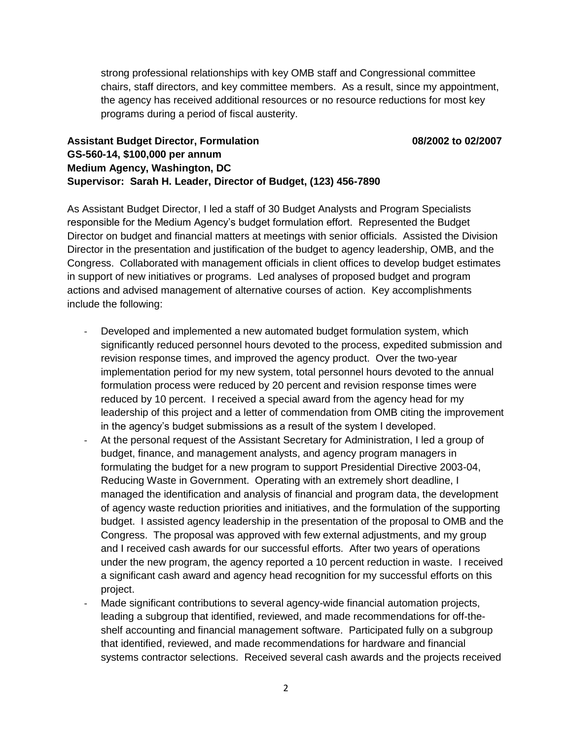strong professional relationships with key OMB staff and Congressional committee chairs, staff directors, and key committee members. As a result, since my appointment, the agency has received additional resources or no resource reductions for most key programs during a period of fiscal austerity.

**Assistant Budget Director, Formulation 08/2002 to 02/2007**
**GS-560-14, $100,000 per annum**
**Medium Agency, Washington, DC**
**Supervisor: Sarah H. Leader, Director of Budget, (123) 456-7890**

As Assistant Budget Director, I led a staff of 30 Budget Analysts and Program Specialists responsible for the Medium Agency's budget formulation effort. Represented the Budget Director on budget and financial matters at meetings with senior officials. Assisted the Division Director in the presentation and justification of the budget to agency leadership, OMB, and the Congress. Collaborated with management officials in client offices to develop budget estimates in support of new initiatives or programs. Led analyses of proposed budget and program actions and advised management of alternative courses of action. Key accomplishments include the following:

- Developed and implemented a new automated budget formulation system, which significantly reduced personnel hours devoted to the process, expedited submission and revision response times, and improved the agency product. Over the two-year implementation period for my new system, total personnel hours devoted to the annual formulation process were reduced by 20 percent and revision response times were reduced by 10 percent. I received a special award from the agency head for my leadership of this project and a letter of commendation from OMB citing the improvement in the agency's budget submissions as a result of the system I developed.
- At the personal request of the Assistant Secretary for Administration, I led a group of budget, finance, and management analysts, and agency program managers in formulating the budget for a new program to support Presidential Directive 2003-04, Reducing Waste in Government. Operating with an extremely short deadline, I managed the identification and analysis of financial and program data, the development of agency waste reduction priorities and initiatives, and the formulation of the supporting budget. I assisted agency leadership in the presentation of the proposal to OMB and the Congress. The proposal was approved with few external adjustments, and my group and I received cash awards for our successful efforts. After two years of operations under the new program, the agency reported a 10 percent reduction in waste. I received a significant cash award and agency head recognition for my successful efforts on this project.
- Made significant contributions to several agency-wide financial automation projects, leading a subgroup that identified, reviewed, and made recommendations for off-the-shelf accounting and financial management software. Participated fully on a subgroup that identified, reviewed, and made recommendations for hardware and financial systems contractor selections. Received several cash awards and the projects received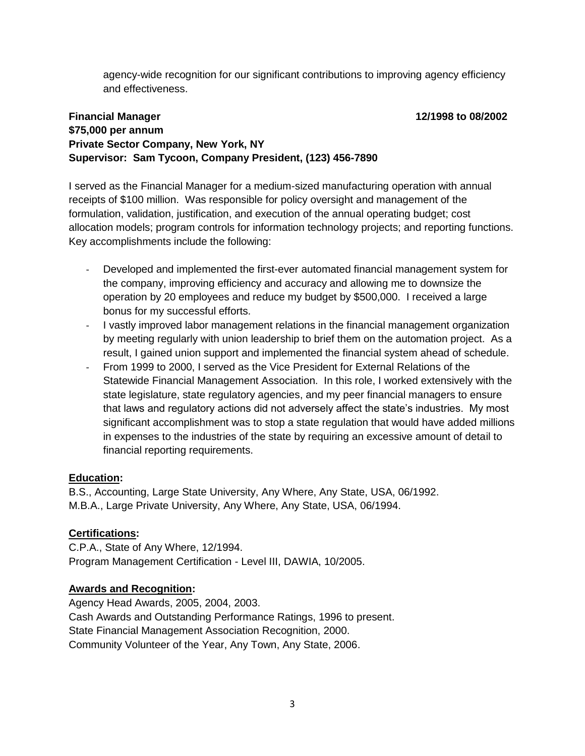agency-wide recognition for our significant contributions to improving agency efficiency and effectiveness.

**Financial Manager 12/1998 to 08/2002**
**$75,000 per annum**
**Private Sector Company, New York, NY**
**Supervisor: Sam Tycoon, Company President, (123) 456-7890**

I served as the Financial Manager for a medium-sized manufacturing operation with annual receipts of $100 million. Was responsible for policy oversight and management of the formulation, validation, justification, and execution of the annual operating budget; cost allocation models; program controls for information technology projects; and reporting functions. Key accomplishments include the following:

- Developed and implemented the first-ever automated financial management system for the company, improving efficiency and accuracy and allowing me to downsize the operation by 20 employees and reduce my budget by $500,000. I received a large bonus for my successful efforts.
- I vastly improved labor management relations in the financial management organization by meeting regularly with union leadership to brief them on the automation project. As a result, I gained union support and implemented the financial system ahead of schedule.
- From 1999 to 2000, I served as the Vice President for External Relations of the Statewide Financial Management Association. In this role, I worked extensively with the state legislature, state regulatory agencies, and my peer financial managers to ensure that laws and regulatory actions did not adversely affect the state's industries. My most significant accomplishment was to stop a state regulation that would have added millions in expenses to the industries of the state by requiring an excessive amount of detail to financial reporting requirements.

**Education:**

B.S., Accounting, Large State University, Any Where, Any State, USA, 06/1992.
M.B.A., Large Private University, Any Where, Any State, USA, 06/1994.

**Certifications:**

C.P.A., State of Any Where, 12/1994.
Program Management Certification - Level III, DAWIA, 10/2005.

**Awards and Recognition:**

Agency Head Awards, 2005, 2004, 2003.
Cash Awards and Outstanding Performance Ratings, 1996 to present.
State Financial Management Association Recognition, 2000.
Community Volunteer of the Year, Any Town, Any State, 2006.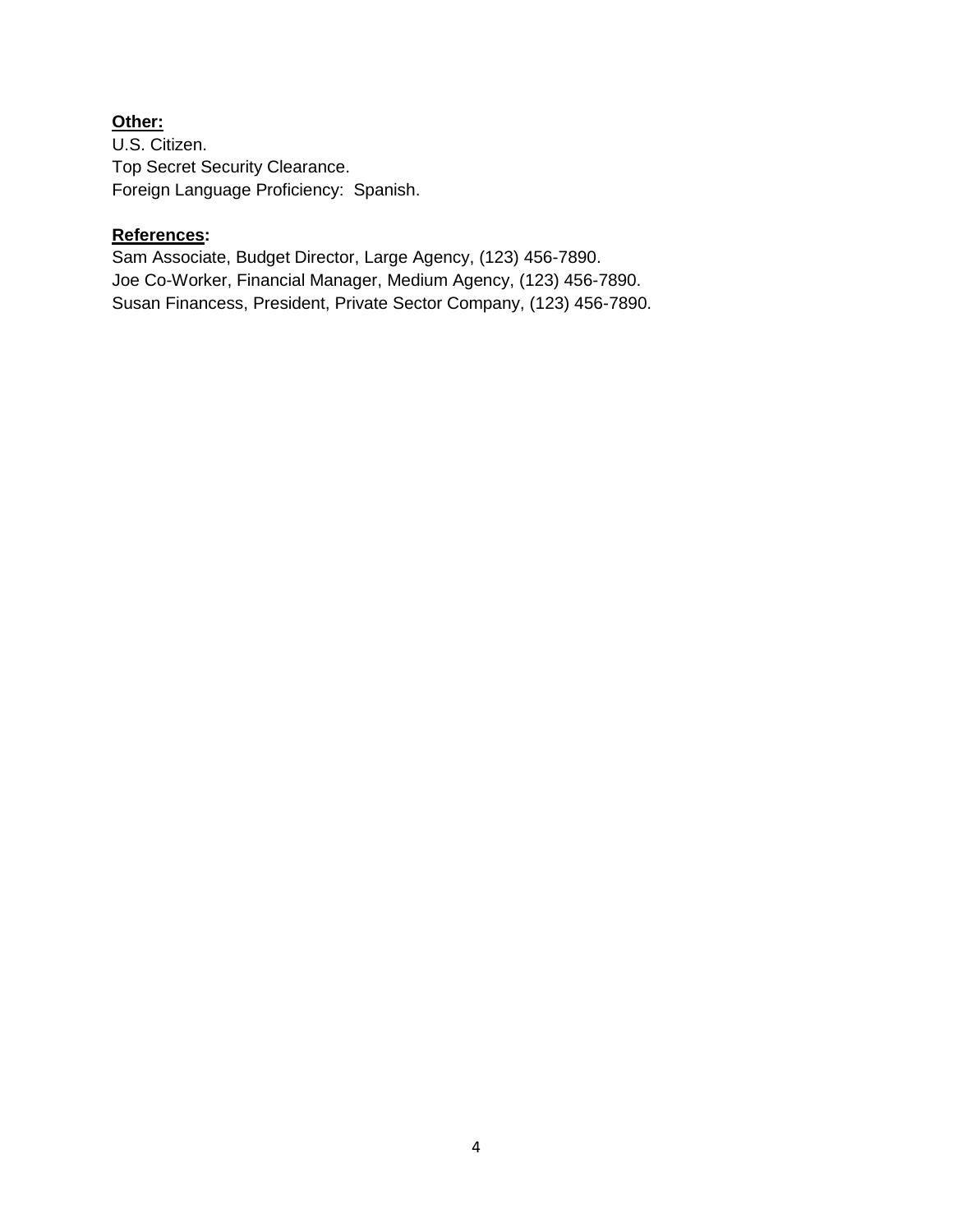**Other:**

U.S. Citizen.
Top Secret Security Clearance.
Foreign Language Proficiency: Spanish.

**References:**

Sam Associate, Budget Director, Large Agency, (123) 456-7890.
Joe Co-Worker, Financial Manager, Medium Agency, (123) 456-7890.
Susan Financess, President, Private Sector Company, (123) 456-7890.